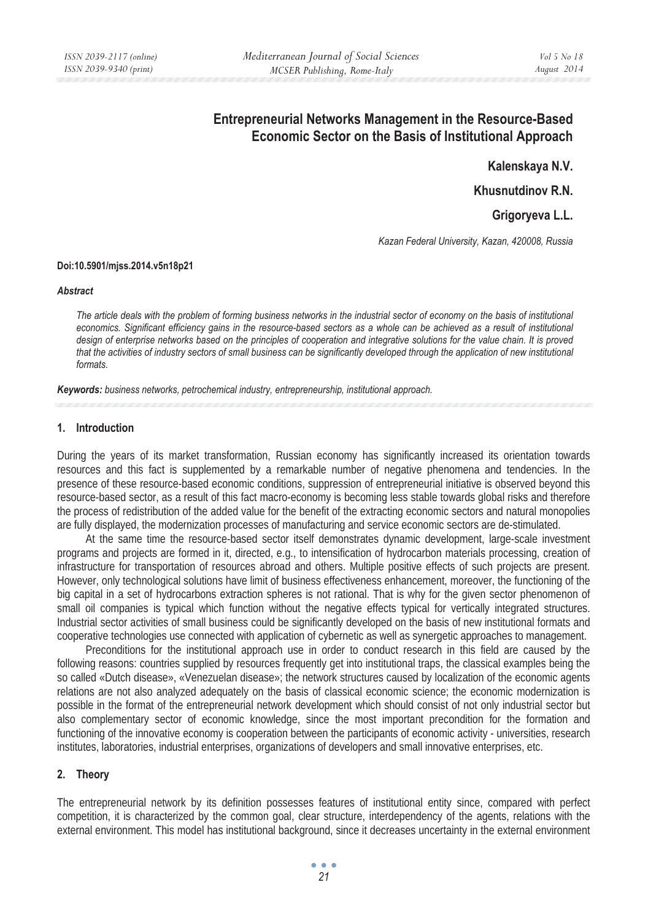# Entrepreneurial Networks Management in the Resource-Based Economic Sector on the Basis of Institutional Approach

**Kalenskaya N.V.**

**Khusnutdinov R.N.**

**Grigoryeva L.L.**

*Kazan Federal University, Kazan, 420008, Russia*

**Doi:10.5901/mjss.2014.v5n18p21**

***Abstract***

*The article deals with the problem of forming business networks in the industrial sector of economy on the basis of institutional economics. Significant efficiency gains in the resource-based sectors as a whole can be achieved as a result of institutional design of enterprise networks based on the principles of cooperation and integrative solutions for the value chain. It is proved that the activities of industry sectors of small business can be significantly developed through the application of new institutional formats.*

***Keywords:*** *business networks, petrochemical industry, entrepreneurship, institutional approach.*

## 1. Introduction

During the years of its market transformation, Russian economy has significantly increased its orientation towards resources and this fact is supplemented by a remarkable number of negative phenomena and tendencies. In the presence of these resource-based economic conditions, suppression of entrepreneurial initiative is observed beyond this resource-based sector, as a result of this fact macro-economy is becoming less stable towards global risks and therefore the process of redistribution of the added value for the benefit of the extracting economic sectors and natural monopolies are fully displayed, the modernization processes of manufacturing and service economic sectors are de-stimulated.

At the same time the resource-based sector itself demonstrates dynamic development, large-scale investment programs and projects are formed in it, directed, e.g., to intensification of hydrocarbon materials processing, creation of infrastructure for transportation of resources abroad and others. Multiple positive effects of such projects are present. However, only technological solutions have limit of business effectiveness enhancement, moreover, the functioning of the big capital in a set of hydrocarbons extraction spheres is not rational. That is why for the given sector phenomenon of small oil companies is typical which function without the negative effects typical for vertically integrated structures. Industrial sector activities of small business could be significantly developed on the basis of new institutional formats and cooperative technologies use connected with application of cybernetic as well as synergetic approaches to management.

Preconditions for the institutional approach use in order to conduct research in this field are caused by the following reasons: countries supplied by resources frequently get into institutional traps, the classical examples being the so called «Dutch disease», «Venezuelan disease»; the network structures caused by localization of the economic agents relations are not also analyzed adequately on the basis of classical economic science; the economic modernization is possible in the format of the entrepreneurial network development which should consist of not only industrial sector but also complementary sector of economic knowledge, since the most important precondition for the formation and functioning of the innovative economy is cooperation between the participants of economic activity - universities, research institutes, laboratories, industrial enterprises, organizations of developers and small innovative enterprises, etc.

## 2. Theory

The entrepreneurial network by its definition possesses features of institutional entity since, compared with perfect competition, it is characterized by the common goal, clear structure, interdependency of the agents, relations with the external environment. This model has institutional background, since it decreases uncertainty in the external environment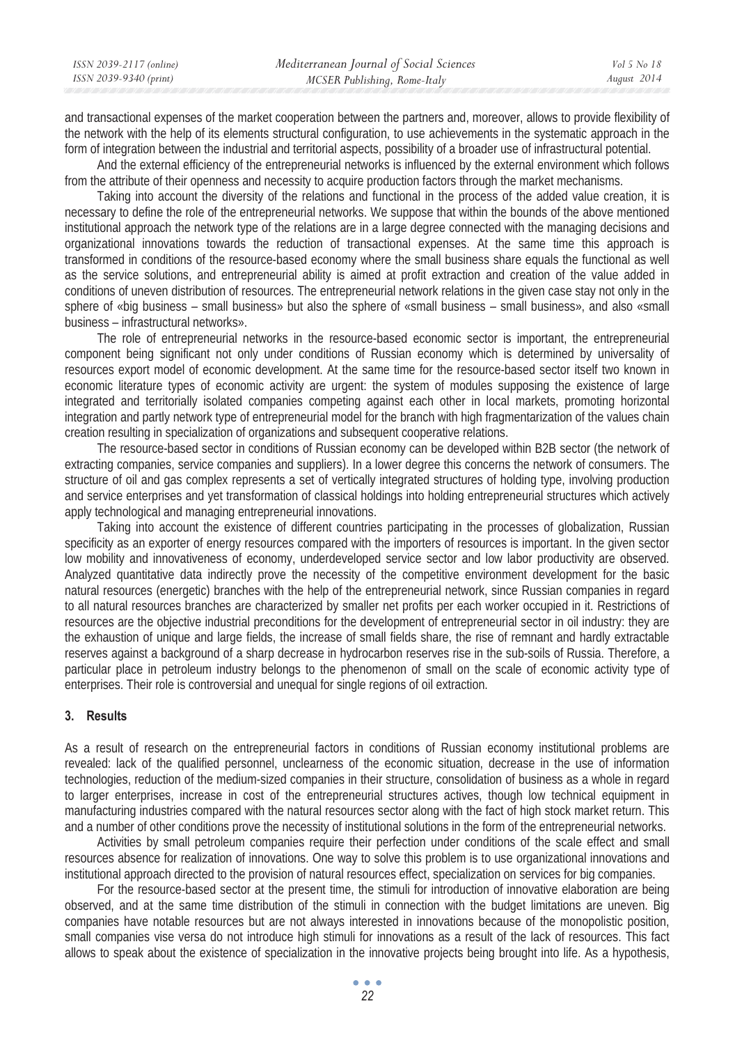and transactional expenses of the market cooperation between the partners and, moreover, allows to provide flexibility of the network with the help of its elements structural configuration, to use achievements in the systematic approach in the form of integration between the industrial and territorial aspects, possibility of a broader use of infrastructural potential.

And the external efficiency of the entrepreneurial networks is influenced by the external environment which follows from the attribute of their openness and necessity to acquire production factors through the market mechanisms.

Taking into account the diversity of the relations and functional in the process of the added value creation, it is necessary to define the role of the entrepreneurial networks. We suppose that within the bounds of the above mentioned institutional approach the network type of the relations are in a large degree connected with the managing decisions and organizational innovations towards the reduction of transactional expenses. At the same time this approach is transformed in conditions of the resource-based economy where the small business share equals the functional as well as the service solutions, and entrepreneurial ability is aimed at profit extraction and creation of the value added in conditions of uneven distribution of resources. The entrepreneurial network relations in the given case stay not only in the sphere of «big business – small business» but also the sphere of «small business – small business», and also «small business – infrastructural networks».

The role of entrepreneurial networks in the resource-based economic sector is important, the entrepreneurial component being significant not only under conditions of Russian economy which is determined by universality of resources export model of economic development. At the same time for the resource-based sector itself two known in economic literature types of economic activity are urgent: the system of modules supposing the existence of large integrated and territorially isolated companies competing against each other in local markets, promoting horizontal integration and partly network type of entrepreneurial model for the branch with high fragmentarization of the values chain creation resulting in specialization of organizations and subsequent cooperative relations.

The resource-based sector in conditions of Russian economy can be developed within B2B sector (the network of extracting companies, service companies and suppliers). In a lower degree this concerns the network of consumers. The structure of oil and gas complex represents a set of vertically integrated structures of holding type, involving production and service enterprises and yet transformation of classical holdings into holding entrepreneurial structures which actively apply technological and managing entrepreneurial innovations.

Taking into account the existence of different countries participating in the processes of globalization, Russian specificity as an exporter of energy resources compared with the importers of resources is important. In the given sector low mobility and innovativeness of economy, underdeveloped service sector and low labor productivity are observed. Analyzed quantitative data indirectly prove the necessity of the competitive environment development for the basic natural resources (energetic) branches with the help of the entrepreneurial network, since Russian companies in regard to all natural resources branches are characterized by smaller net profits per each worker occupied in it. Restrictions of resources are the objective industrial preconditions for the development of entrepreneurial sector in oil industry: they are the exhaustion of unique and large fields, the increase of small fields share, the rise of remnant and hardly extractable reserves against a background of a sharp decrease in hydrocarbon reserves rise in the sub-soils of Russia. Therefore, a particular place in petroleum industry belongs to the phenomenon of small on the scale of economic activity type of enterprises. Their role is controversial and unequal for single regions of oil extraction.

## 3. Results

As a result of research on the entrepreneurial factors in conditions of Russian economy institutional problems are revealed: lack of the qualified personnel, unclearness of the economic situation, decrease in the use of information technologies, reduction of the medium-sized companies in their structure, consolidation of business as a whole in regard to larger enterprises, increase in cost of the entrepreneurial structures actives, though low technical equipment in manufacturing industries compared with the natural resources sector along with the fact of high stock market return. This and a number of other conditions prove the necessity of institutional solutions in the form of the entrepreneurial networks.

Activities by small petroleum companies require their perfection under conditions of the scale effect and small resources absence for realization of innovations. One way to solve this problem is to use organizational innovations and institutional approach directed to the provision of natural resources effect, specialization on services for big companies.

For the resource-based sector at the present time, the stimuli for introduction of innovative elaboration are being observed, and at the same time distribution of the stimuli in connection with the budget limitations are uneven. Big companies have notable resources but are not always interested in innovations because of the monopolistic position, small companies vise versa do not introduce high stimuli for innovations as a result of the lack of resources. This fact allows to speak about the existence of specialization in the innovative projects being brought into life. As a hypothesis,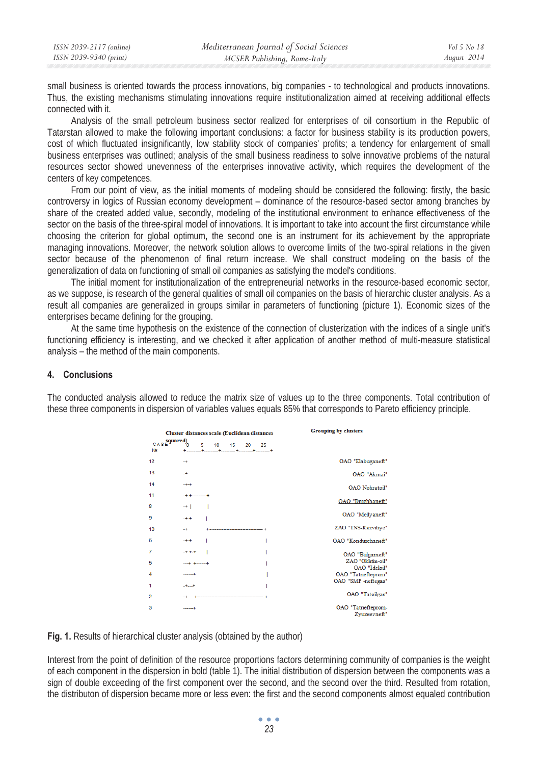small business is oriented towards the process innovations, big companies - to technological and products innovations. Thus, the existing mechanisms stimulating innovations require institutionalization aimed at receiving additional effects connected with it.

Analysis of the small petroleum business sector realized for enterprises of oil consortium in the Republic of Tatarstan allowed to make the following important conclusions: a factor for business stability is its production powers, cost of which fluctuated insignificantly, low stability stock of companies' profits; a tendency for enlargement of small business enterprises was outlined; analysis of the small business readiness to solve innovative problems of the natural resources sector showed unevenness of the enterprises innovative activity, which requires the development of the centers of key competences.

From our point of view, as the initial moments of modeling should be considered the following: firstly, the basic controversy in logics of Russian economy development – dominance of the resource-based sector among branches by share of the created added value, secondly, modeling of the institutional environment to enhance effectiveness of the sector on the basis of the three-spiral model of innovations. It is important to take into account the first circumstance while choosing the criterion for global optimum, the second one is an instrument for its achievement by the appropriate managing innovations. Moreover, the network solution allows to overcome limits of the two-spiral relations in the given sector because of the phenomenon of final return increase. We shall construct modeling on the basis of the generalization of data on functioning of small oil companies as satisfying the model's conditions.

The initial moment for institutionalization of the entrepreneurial networks in the resource-based economic sector, as we suppose, is research of the general qualities of small oil companies on the basis of hierarchic cluster analysis. As a result all companies are generalized in groups similar in parameters of functioning (picture 1). Economic sizes of the enterprises became defining for the grouping.

At the same time hypothesis on the existence of the connection of clusterization with the indices of a single unit's functioning efficiency is interesting, and we checked it after application of another method of multi-measure statistical analysis – the method of the main components.

## 4. Conclusions

The conducted analysis allowed to reduce the matrix size of values up to the three components. Total contribution of these three components in dispersion of variables values equals 85% that corresponds to Pareto efficiency principle.

Cluster distances scale (Euclidean distances squared): 0, 5, 10, 15, 20, 25

| CASE № | Grouping by clusters |
|---|---|
| 12 | OAO "Elabuganeft" |
| 13 | OAO "Akmai" |
| 14 | OAO Nokratoil" |
| 11 | OAO "Druzhbaneft" |
| 8 | OAO "Mellyaneft" |
| 9 | ZAO "TNS-Razvitiye" |
| 10 | OAO "Kondurchaneft" |
| 6 | OAO "Bulgarneft" |
| 7 | ZAO "Okhtin-oil" |
| 5 | OAO "Ideloil" |
| 4 | OAO "Tatnefteprom" |
| 1 | OAO "SMP -neftegas" |
| 2 | OAO "Tatoilgas" |
| 3 | OAO "Tatnefteprom-Zyuzeevneft" |

**Fig. 1.** Results of hierarchical cluster analysis (obtained by the author)

Interest from the point of definition of the resource proportions factors determining community of companies is the weight of each component in the dispersion in bold (table 1). The initial distribution of dispersion between the components was a sign of double exceeding of the first component over the second, and the second over the third. Resulted from rotation, the distributon of dispersion became more or less even: the first and the second components almost equaled contribution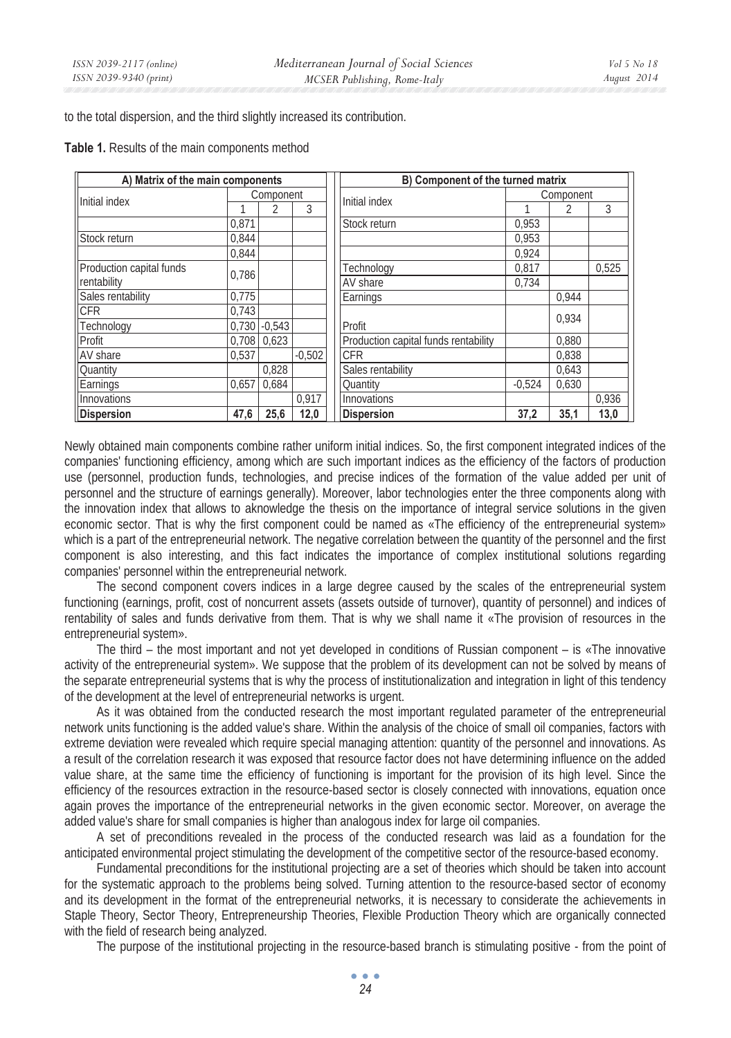to the total dispersion, and the third slightly increased its contribution.

**Table 1.** Results of the main components method

| A) Matrix of the main components | | | | B) Component of the turned matrix | | | |
|---|---|---|---|---|---|---|---|
| Initial index | Component | | | Initial index | Component | | |
| | 1 | 2 | 3 | | 1 | 2 | 3 |
| | 0,871 | | | Stock return | 0,953 | | |
| Stock return | 0,844 | | | | 0,953 | | |
| | 0,844 | | | | 0,924 | | |
| Production capital funds rentability | 0,786 | | | Technology | 0,817 | | 0,525 |
| | | | | AV share | 0,734 | | |
| Sales rentability | 0,775 | | | Earnings | | 0,944 | |
| CFR | 0,743 | | | Profit | | 0,934 | |
| Technology | 0,730 | -0,543 | | | | | |
| Profit | 0,708 | 0,623 | | Production capital funds rentability | | 0,880 | |
| AV share | 0,537 | | -0,502 | CFR | | 0,838 | |
| Quantity | | 0,828 | | Sales rentability | | 0,643 | |
| Earnings | 0,657 | 0,684 | | Quantity | -0,524 | 0,630 | |
| Innovations | | | 0,917 | Innovations | | | 0,936 |
| **Dispersion** | **47,6** | **25,6** | **12,0** | **Dispersion** | **37,2** | **35,1** | **13,0** |

Newly obtained main components combine rather uniform initial indices. So, the first component integrated indices of the companies' functioning efficiency, among which are such important indices as the efficiency of the factors of production use (personnel, production funds, technologies, and precise indices of the formation of the value added per unit of personnel and the structure of earnings generally). Moreover, labor technologies enter the three components along with the innovation index that allows to acknowledge the thesis on the importance of integral service solutions in the given economic sector. That is why the first component could be named as «The efficiency of the entrepreneurial system» which is a part of the entrepreneurial network. The negative correlation between the quantity of the personnel and the first component is also interesting, and this fact indicates the importance of complex institutional solutions regarding companies' personnel within the entrepreneurial network.

The second component covers indices in a large degree caused by the scales of the entrepreneurial system functioning (earnings, profit, cost of noncurrent assets (assets outside of turnover), quantity of personnel) and indices of rentability of sales and funds derivative from them. That is why we shall name it «The provision of resources in the entrepreneurial system».

The third – the most important and not yet developed in conditions of Russian component – is «The innovative activity of the entrepreneurial system». We suppose that the problem of its development can not be solved by means of the separate entrepreneurial systems that is why the process of institutionalization and integration in light of this tendency of the development at the level of entrepreneurial networks is urgent.

As it was obtained from the conducted research the most important regulated parameter of the entrepreneurial network units functioning is the added value's share. Within the analysis of the choice of small oil companies, factors with extreme deviation were revealed which require special managing attention: quantity of the personnel and innovations. As a result of the correlation research it was exposed that resource factor does not have determining influence on the added value share, at the same time the efficiency of functioning is important for the provision of its high level. Since the efficiency of the resources extraction in the resource-based sector is closely connected with innovations, equation once again proves the importance of the entrepreneurial networks in the given economic sector. Moreover, on average the added value's share for small companies is higher than analogous index for large oil companies.

A set of preconditions revealed in the process of the conducted research was laid as a foundation for the anticipated environmental project stimulating the development of the competitive sector of the resource-based economy.

Fundamental preconditions for the institutional projecting are a set of theories which should be taken into account for the systematic approach to the problems being solved. Turning attention to the resource-based sector of economy and its development in the format of the entrepreneurial networks, it is necessary to considerate the achievements in Staple Theory, Sector Theory, Entrepreneurship Theories, Flexible Production Theory which are organically connected with the field of research being analyzed.

The purpose of the institutional projecting in the resource-based branch is stimulating positive - from the point of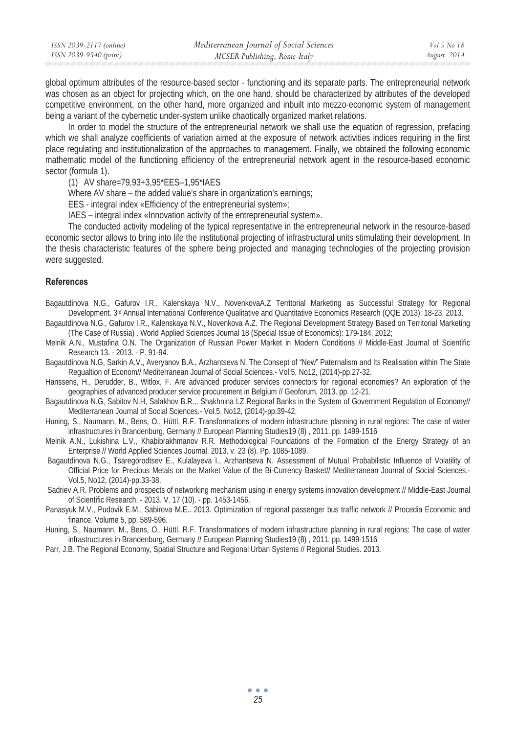global optimum attributes of the resource-based sector - functioning and its separate parts. The entrepreneurial network was chosen as an object for projecting which, on the one hand, should be characterized by attributes of the developed competitive environment, on the other hand, more organized and inbuilt into mezzo-economic system of management being a variant of the cybernetic under-system unlike chaotically organized market relations.

In order to model the structure of the entrepreneurial network we shall use the equation of regression, prefacing which we shall analyze coefficients of variation aimed at the exposure of network activities indices requiring in the first place regulating and institutionalization of the approaches to management. Finally, we obtained the following economic mathematic model of the functioning efficiency of the entrepreneurial network agent in the resource-based economic sector (formula 1).

(1) AV share=79,93+3,95*EES–1,95*IAES

Where AV share – the added value's share in organization's earnings;

EES - integral index «Efficiency of the entrepreneurial system»;

IAES – integral index «Innovation activity of the entrepreneurial system».

The conducted activity modeling of the typical representative in the entrepreneurial network in the resource-based economic sector allows to bring into life the institutional projecting of infrastructural units stimulating their development. In the thesis characteristic features of the sphere being projected and managing technologies of the projecting provision were suggested.

## References

Bagautdinova N.G., Gafurov I.R., Kalenskaya N.V., NovenkovaA.Z Territorial Marketing as Successful Strategy for Regional Development. 3rd Annual International Conference Qualitative and Quantitative Economics Research (QQE 2013): 18-23, 2013.

Bagautdinova N.G., Gafurov I.R., Kalenskaya N.V., Novenkova A.Z. The Regional Development Strategy Based on Territorial Marketing (The Case of Russia) . World Applied Sciences Journal 18 (Special Issue of Economics): 179-184, 2012;

Melnik A.N., Mustafina O.N. The Organization of Russian Power Market in Modern Conditions // Middle-East Journal of Scientific Research 13. - 2013. - P. 91-94.

Bagautdinova N.G, Sarkin A.V., Averyanov B.A., Arzhantseva N. The Consept of "New" Paternalism and Its Realisation within The State Regualtion of Econom// Mediterranean Journal of Social Sciences.- Vol.5, No12, (2014)-pp.27-32.

Hanssens, H., Derudder, B., Witlox, F. Are advanced producer services connectors for regional economies? An exploration of the geographies of advanced producer service procurement in Belgium // Geoforum, 2013. pp. 12-21.

Bagautdinova N.G, Sabitov N.H, Salakhov B.R.,. Shakhnina I.Z Regional Banks in the System of Government Regulation of Economy// Mediterranean Journal of Social Sciences.- Vol.5, No12, (2014)-pp.39-42.

Huning, S., Naumann, M., Bens, O., Hüttl, R.F. Transformations of modern infrastructure planning in rural regions: The case of water infrastructures in Brandenburg, Germany // European Planning Studies19 (8) , 2011. pp. 1499-1516

Melnik A.N., Lukishina L.V., Khabibrakhmanov R.R. Methodological Foundations of the Formation of the Energy Strategy of an Enterprise // World Applied Sciences Journal. 2013. v. 23 (8). Pp. 1085-1089.

Bagautdinova N.G., Tsaregorodtsev E., Kulalayeva I., Arzhantseva N. Assessment of Mutual Probabilistic Influence of Volatility of Official Price for Precious Metals on the Market Value of the Bi-Currency Basket// Mediterranean Journal of Social Sciences.- Vol.5, No12, (2014)-pp.33-38.

Sadriev A.R. Problems and prospects of networking mechanism using in energy systems innovation development // Middle-East Journal of Scientific Research. - 2013. V. 17 (10). - pp. 1453-1456.

Panasyuk M.V., Pudovik E.M., Sabirova M.E.. 2013. Optimization of regional passenger bus traffic network // Procedia Economic and finance. Volume 5, pp. 589-596.

Huning, S., Naumann, M., Bens, O., Hüttl, R.F. Transformations of modern infrastructure planning in rural regions: The case of water infrastructures in Brandenburg, Germany // European Planning Studies19 (8) , 2011. pp. 1499-1516

Parr, J.B. The Regional Economy, Spatial Structure and Regional Urban Systems // Regional Studies. 2013.